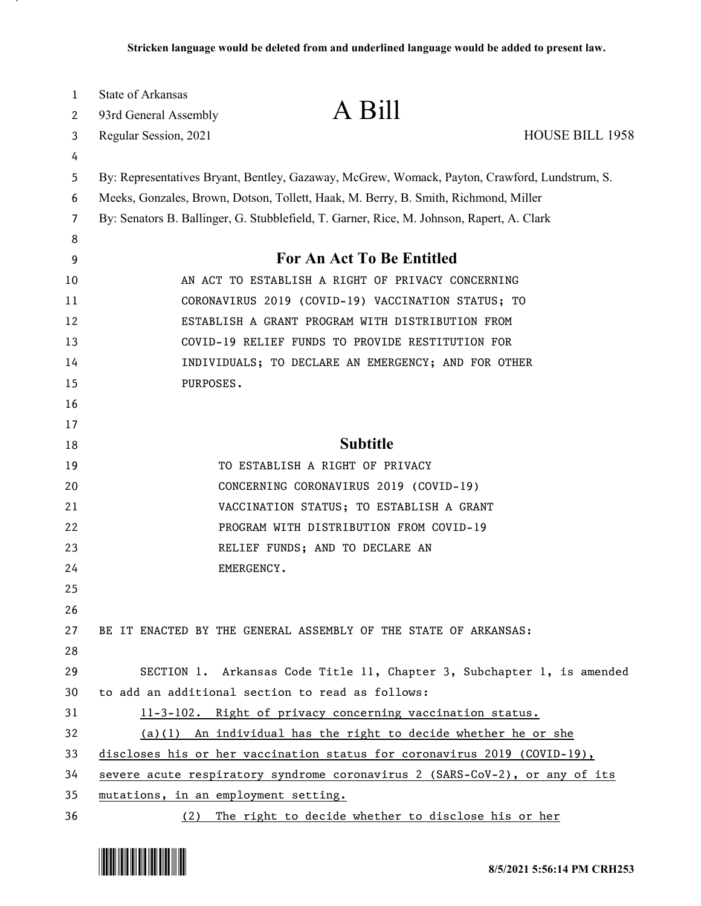Stricken language would be deleted from and underlined language would be added to present law.

State of Arkansas
93rd General Assembly
Regular Session, 2021

# A Bill

HOUSE BILL 1958

By: Representatives Bryant, Bentley, Gazaway, McGrew, Womack, Payton, Crawford, Lundstrum, S. Meeks, Gonzales, Brown, Dotson, Tollett, Haak, M. Berry, B. Smith, Richmond, Miller
By: Senators B. Ballinger, G. Stubblefield, T. Garner, Rice, M. Johnson, Rapert, A. Clark

## For An Act To Be Entitled

AN ACT TO ESTABLISH A RIGHT OF PRIVACY CONCERNING CORONAVIRUS 2019 (COVID-19) VACCINATION STATUS; TO ESTABLISH A GRANT PROGRAM WITH DISTRIBUTION FROM COVID-19 RELIEF FUNDS TO PROVIDE RESTITUTION FOR INDIVIDUALS; TO DECLARE AN EMERGENCY; AND FOR OTHER PURPOSES.

## Subtitle

TO ESTABLISH A RIGHT OF PRIVACY CONCERNING CORONAVIRUS 2019 (COVID-19) VACCINATION STATUS; TO ESTABLISH A GRANT PROGRAM WITH DISTRIBUTION FROM COVID-19 RELIEF FUNDS; AND TO DECLARE AN EMERGENCY.

BE IT ENACTED BY THE GENERAL ASSEMBLY OF THE STATE OF ARKANSAS:

SECTION 1. Arkansas Code Title 11, Chapter 3, Subchapter 1, is amended to add an additional section to read as follows:

<u>11-3-102. Right of privacy concerning vaccination status.</u>

<u>(a)(1) An individual has the right to decide whether he or she discloses his or her vaccination status for coronavirus 2019 (COVID-19), severe acute respiratory syndrome coronavirus 2 (SARS-CoV-2), or any of its mutations, in an employment setting.</u>

<u>(2) The right to decide whether to disclose his or her</u>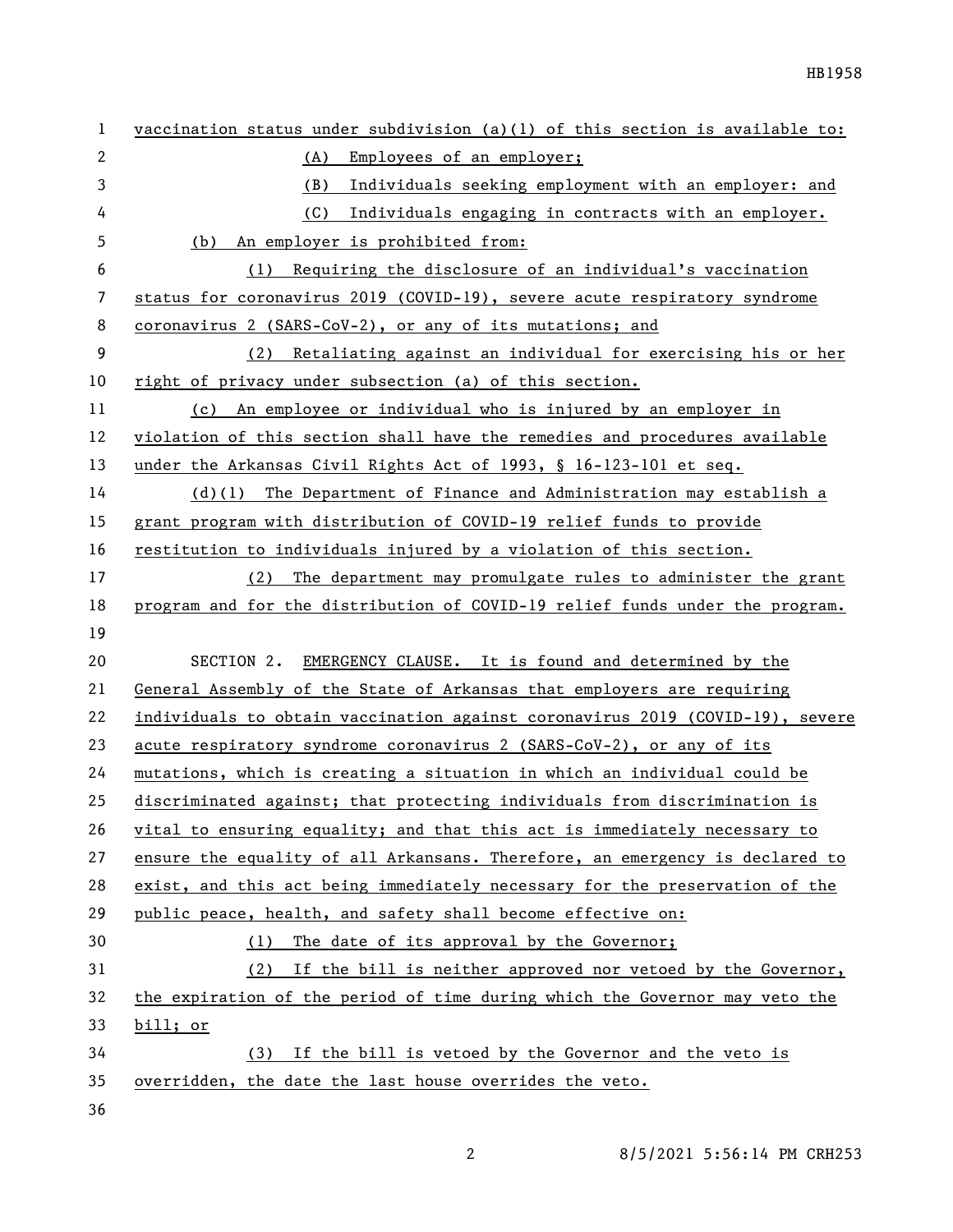vaccination status under subdivision (a)(1) of this section is available to:

(A) Employees of an employer;

(B) Individuals seeking employment with an employer: and

(C) Individuals engaging in contracts with an employer.

(b) An employer is prohibited from:

(1) Requiring the disclosure of an individual's vaccination status for coronavirus 2019 (COVID-19), severe acute respiratory syndrome coronavirus 2 (SARS-CoV-2), or any of its mutations; and

(2) Retaliating against an individual for exercising his or her right of privacy under subsection (a) of this section.

(c) An employee or individual who is injured by an employer in violation of this section shall have the remedies and procedures available under the Arkansas Civil Rights Act of 1993, § 16-123-101 et seq.

(d)(1) The Department of Finance and Administration may establish a grant program with distribution of COVID-19 relief funds to provide restitution to individuals injured by a violation of this section.

(2) The department may promulgate rules to administer the grant program and for the distribution of COVID-19 relief funds under the program.

SECTION 2. EMERGENCY CLAUSE. It is found and determined by the General Assembly of the State of Arkansas that employers are requiring individuals to obtain vaccination against coronavirus 2019 (COVID-19), severe acute respiratory syndrome coronavirus 2 (SARS-CoV-2), or any of its mutations, which is creating a situation in which an individual could be discriminated against; that protecting individuals from discrimination is vital to ensuring equality; and that this act is immediately necessary to ensure the equality of all Arkansans. Therefore, an emergency is declared to exist, and this act being immediately necessary for the preservation of the public peace, health, and safety shall become effective on:

(1) The date of its approval by the Governor;

(2) If the bill is neither approved nor vetoed by the Governor, the expiration of the period of time during which the Governor may veto the bill; or

(3) If the bill is vetoed by the Governor and the veto is overridden, the date the last house overrides the veto.